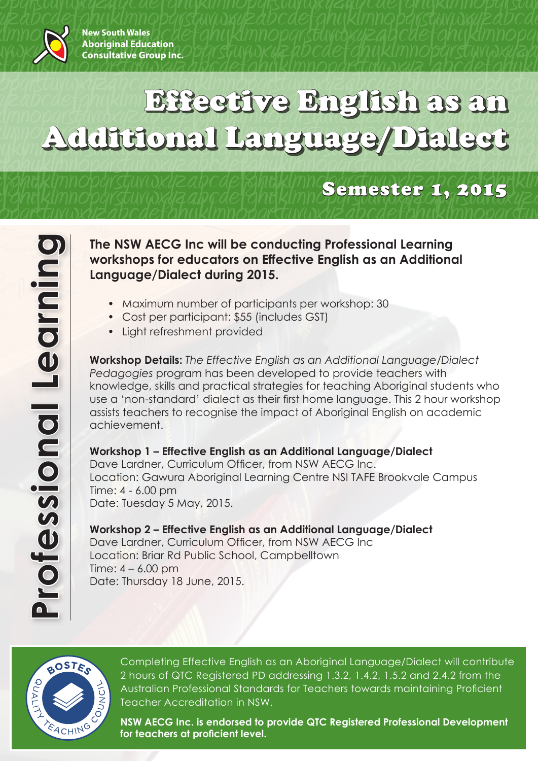New South Wales Aboriginal Education Consultative Group Inc.

# Effective English as an Additional Language/Dialect

## Semester 1, 2015

Professional Learning

**The NSW AECG Inc will be conducting Professional Learning workshops for educators on Effective English as an Additional Language/Dialect during 2015.**

- Maximum number of participants per workshop: 30
- Cost per participant: $55 (includes GST)
- Light refreshment provided

**Workshop Details:** *The Effective English as an Additional Language/Dialect Pedagogies* program has been developed to provide teachers with knowledge, skills and practical strategies for teaching Aboriginal students who use a 'non-standard' dialect as their first home language. This 2 hour workshop assists teachers to recognise the impact of Aboriginal English on academic achievement.

**Workshop 1 – Effective English as an Additional Language/Dialect**
Dave Lardner, Curriculum Officer, from NSW AECG Inc.
Location: Gawura Aboriginal Learning Centre NSI TAFE Brookvale Campus
Time: 4 - 6.00 pm
Date: Tuesday 5 May, 2015.

**Workshop 2 – Effective English as an Additional Language/Dialect**
Dave Lardner, Curriculum Officer, from NSW AECG Inc
Location: Briar Rd Public School, Campbelltown
Time: 4 – 6.00 pm
Date: Thursday 18 June, 2015.

BOSTES Quality Teaching Council

Completing Effective English as an Aboriginal Language/Dialect will contribute 2 hours of QTC Registered PD addressing 1.3.2, 1.4.2, 1.5.2 and 2.4.2 from the Australian Professional Standards for Teachers towards maintaining Proficient Teacher Accreditation in NSW.

**NSW AECG Inc. is endorsed to provide QTC Registered Professional Development for teachers at proficient level.**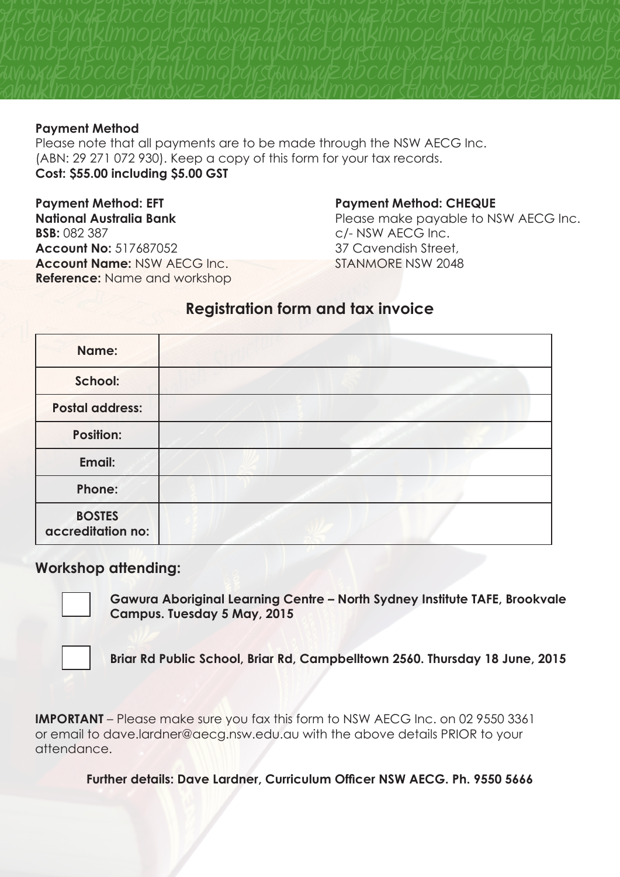**Payment Method**

Please note that all payments are to be made through the NSW AECG Inc. (ABN: 29 271 072 930). Keep a copy of this form for your tax records.

**Cost: $55.00 including $5.00 GST**

**Payment Method: EFT**
**National Australia Bank**
**BSB:** 082 387
**Account No:** 517687052
**Account Name:** NSW AECG Inc.
**Reference:** Name and workshop

**Payment Method: CHEQUE**
Please make payable to NSW AECG Inc.
c/- NSW AECG Inc.
37 Cavendish Street,
STANMORE NSW 2048

## Registration form and tax invoice

| | |
|---|---|
| **Name:** | |
| **School:** | |
| **Postal address:** | |
| **Position:** | |
| **Email:** | |
| **Phone:** | |
| **BOSTES accreditation no:** | |

## Workshop attending:

☐ **Gawura Aboriginal Learning Centre – North Sydney Institute TAFE, Brookvale Campus. Tuesday 5 May, 2015**

☐ **Briar Rd Public School, Briar Rd, Campbelltown 2560. Thursday 18 June, 2015**

**IMPORTANT** – Please make sure you fax this form to NSW AECG Inc. on 02 9550 3361 or email to dave.lardner@aecg.nsw.edu.au with the above details PRIOR to your attendance.

**Further details: Dave Lardner, Curriculum Officer NSW AECG. Ph. 9550 5666**